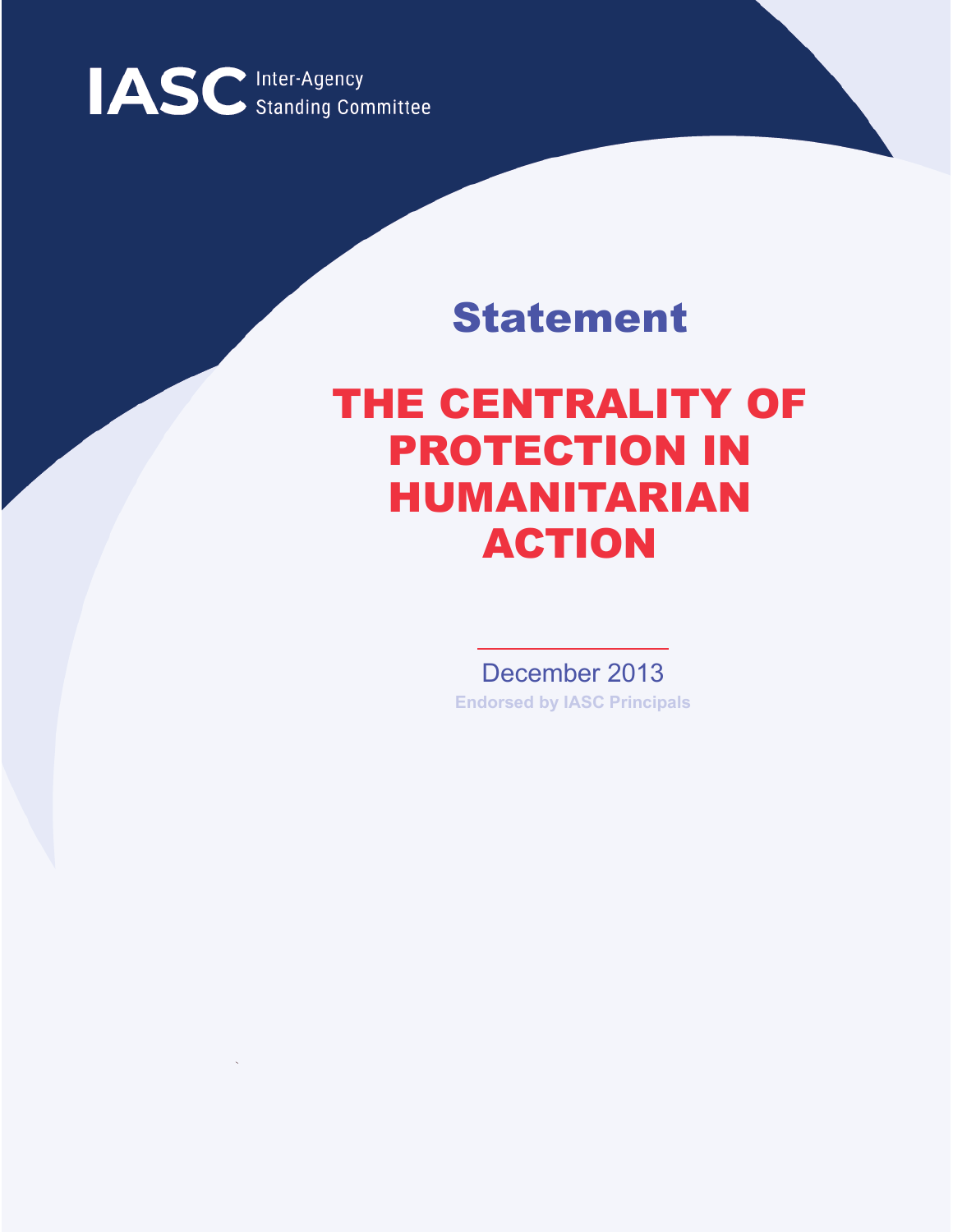IASC Inter-Agency Standing Committee

## Statement

# THE CENTRALITY OF PROTECTION IN HUMANITARIAN ACTION

December 2013

**Endorsed by IASC Principals**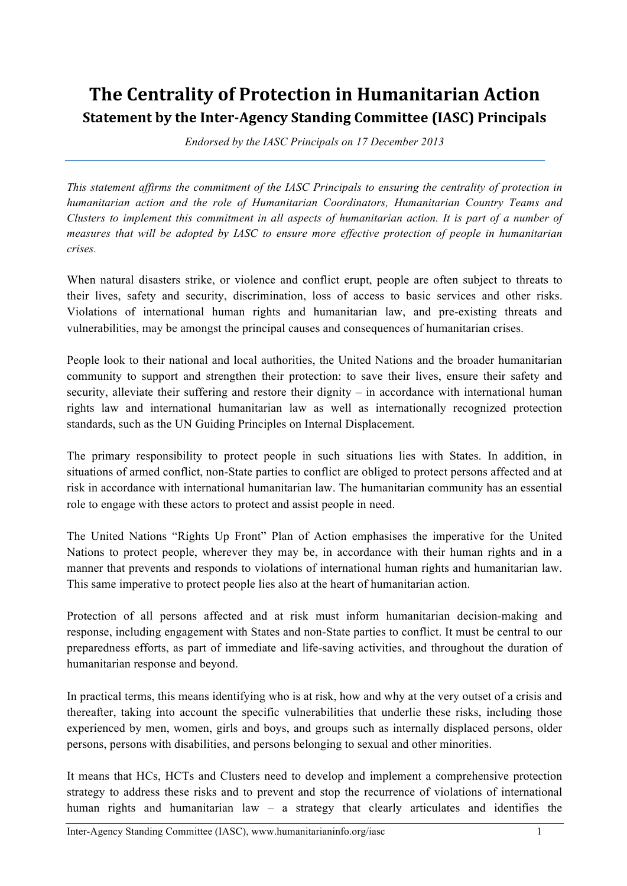# The Centrality of Protection in Humanitarian Action

## Statement by the Inter-Agency Standing Committee (IASC) Principals

*Endorsed by the IASC Principals on 17 December 2013*

*This statement affirms the commitment of the IASC Principals to ensuring the centrality of protection in humanitarian action and the role of Humanitarian Coordinators, Humanitarian Country Teams and Clusters to implement this commitment in all aspects of humanitarian action. It is part of a number of measures that will be adopted by IASC to ensure more effective protection of people in humanitarian crises.*

When natural disasters strike, or violence and conflict erupt, people are often subject to threats to their lives, safety and security, discrimination, loss of access to basic services and other risks. Violations of international human rights and humanitarian law, and pre-existing threats and vulnerabilities, may be amongst the principal causes and consequences of humanitarian crises.

People look to their national and local authorities, the United Nations and the broader humanitarian community to support and strengthen their protection: to save their lives, ensure their safety and security, alleviate their suffering and restore their dignity – in accordance with international human rights law and international humanitarian law as well as internationally recognized protection standards, such as the UN Guiding Principles on Internal Displacement.

The primary responsibility to protect people in such situations lies with States. In addition, in situations of armed conflict, non-State parties to conflict are obliged to protect persons affected and at risk in accordance with international humanitarian law. The humanitarian community has an essential role to engage with these actors to protect and assist people in need.

The United Nations "Rights Up Front" Plan of Action emphasises the imperative for the United Nations to protect people, wherever they may be, in accordance with their human rights and in a manner that prevents and responds to violations of international human rights and humanitarian law. This same imperative to protect people lies also at the heart of humanitarian action.

Protection of all persons affected and at risk must inform humanitarian decision-making and response, including engagement with States and non-State parties to conflict. It must be central to our preparedness efforts, as part of immediate and life-saving activities, and throughout the duration of humanitarian response and beyond.

In practical terms, this means identifying who is at risk, how and why at the very outset of a crisis and thereafter, taking into account the specific vulnerabilities that underlie these risks, including those experienced by men, women, girls and boys, and groups such as internally displaced persons, older persons, persons with disabilities, and persons belonging to sexual and other minorities.

It means that HCs, HCTs and Clusters need to develop and implement a comprehensive protection strategy to address these risks and to prevent and stop the recurrence of violations of international human rights and humanitarian law – a strategy that clearly articulates and identifies the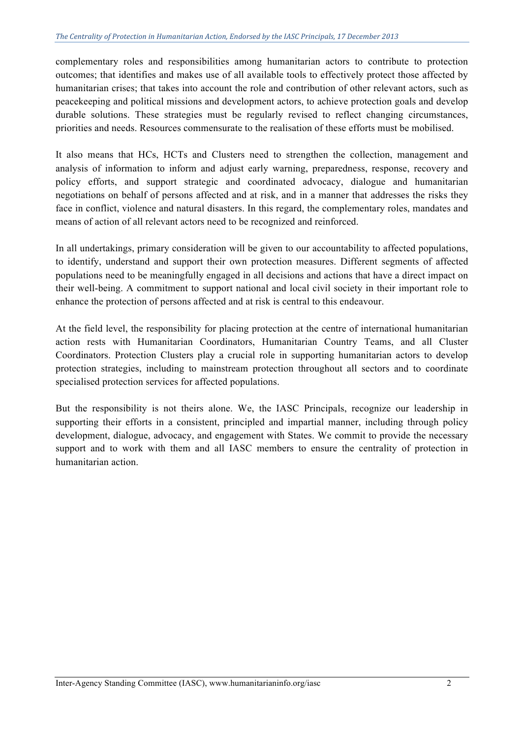complementary roles and responsibilities among humanitarian actors to contribute to protection outcomes; that identifies and makes use of all available tools to effectively protect those affected by humanitarian crises; that takes into account the role and contribution of other relevant actors, such as peacekeeping and political missions and development actors, to achieve protection goals and develop durable solutions. These strategies must be regularly revised to reflect changing circumstances, priorities and needs. Resources commensurate to the realisation of these efforts must be mobilised.

It also means that HCs, HCTs and Clusters need to strengthen the collection, management and analysis of information to inform and adjust early warning, preparedness, response, recovery and policy efforts, and support strategic and coordinated advocacy, dialogue and humanitarian negotiations on behalf of persons affected and at risk, and in a manner that addresses the risks they face in conflict, violence and natural disasters. In this regard, the complementary roles, mandates and means of action of all relevant actors need to be recognized and reinforced.

In all undertakings, primary consideration will be given to our accountability to affected populations, to identify, understand and support their own protection measures. Different segments of affected populations need to be meaningfully engaged in all decisions and actions that have a direct impact on their well-being. A commitment to support national and local civil society in their important role to enhance the protection of persons affected and at risk is central to this endeavour.

At the field level, the responsibility for placing protection at the centre of international humanitarian action rests with Humanitarian Coordinators, Humanitarian Country Teams, and all Cluster Coordinators. Protection Clusters play a crucial role in supporting humanitarian actors to develop protection strategies, including to mainstream protection throughout all sectors and to coordinate specialised protection services for affected populations.

But the responsibility is not theirs alone. We, the IASC Principals, recognize our leadership in supporting their efforts in a consistent, principled and impartial manner, including through policy development, dialogue, advocacy, and engagement with States. We commit to provide the necessary support and to work with them and all IASC members to ensure the centrality of protection in humanitarian action.